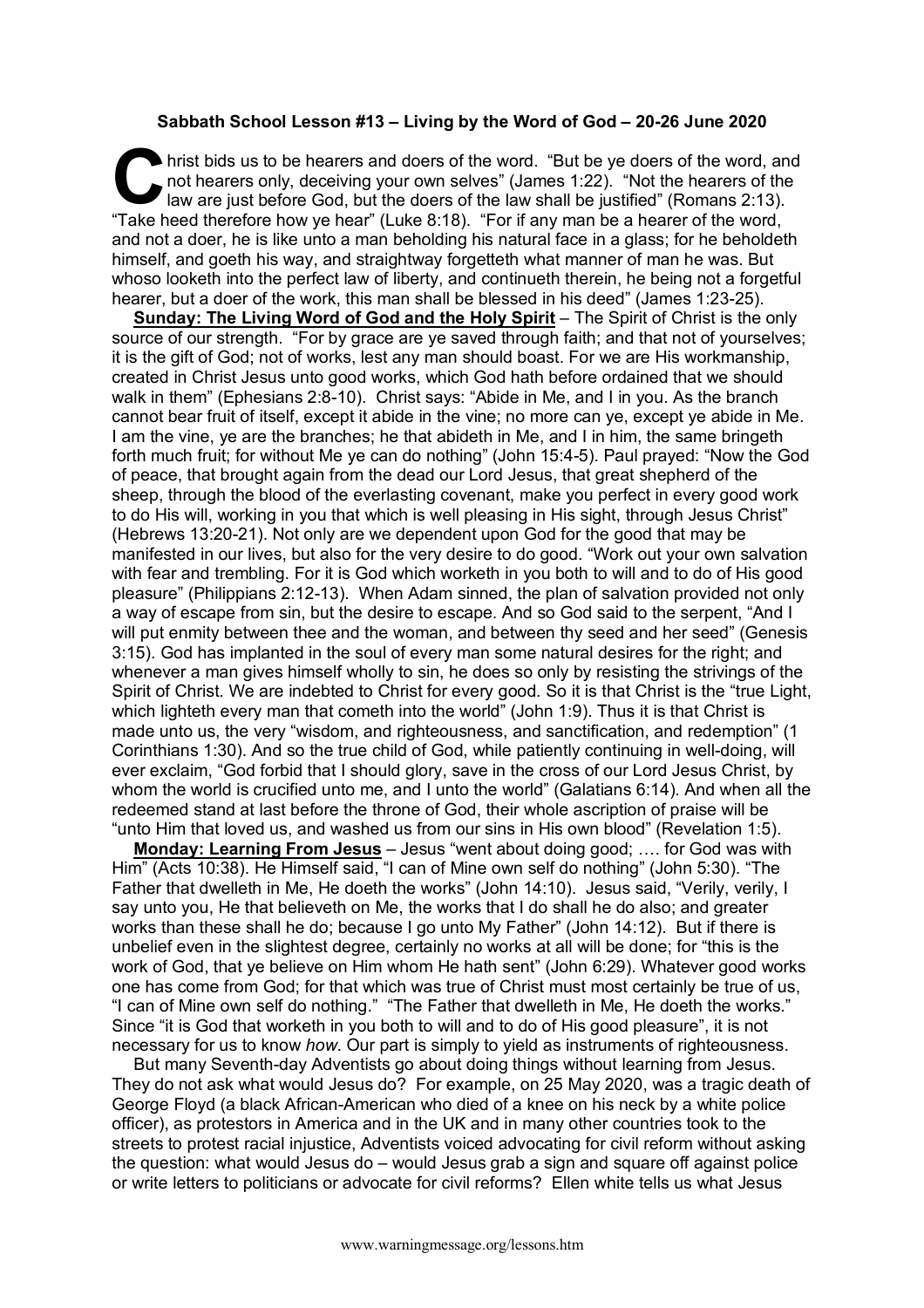**Sabbath School Lesson #13 – Living by the Word of God – 20-26 June 2020**

Christ bids us to be hearers and doers of the word. "But be ye doers of the word, and not hearers only, deceiving your own selves" (James 1:22). "Not the hearers of the law are just before God, but the doers of the law shall be justified" (Romans 2:13). "Take heed therefore how ye hear" (Luke 8:18). "For if any man be a hearer of the word, and not a doer, he is like unto a man beholding his natural face in a glass; for he beholdeth himself, and goeth his way, and straightway forgetteth what manner of man he was. But whoso looketh into the perfect law of liberty, and continueth therein, he being not a forgetful hearer, but a doer of the work, this man shall be blessed in his deed" (James 1:23-25).

**Sunday: The Living Word of God and the Holy Spirit** – The Spirit of Christ is the only source of our strength. "For by grace are ye saved through faith; and that not of yourselves; it is the gift of God; not of works, lest any man should boast. For we are His workmanship, created in Christ Jesus unto good works, which God hath before ordained that we should walk in them" (Ephesians 2:8-10). Christ says: "Abide in Me, and I in you. As the branch cannot bear fruit of itself, except it abide in the vine; no more can ye, except ye abide in Me. I am the vine, ye are the branches; he that abideth in Me, and I in him, the same bringeth forth much fruit; for without Me ye can do nothing" (John 15:4-5). Paul prayed: "Now the God of peace, that brought again from the dead our Lord Jesus, that great shepherd of the sheep, through the blood of the everlasting covenant, make you perfect in every good work to do His will, working in you that which is well pleasing in His sight, through Jesus Christ" (Hebrews 13:20-21). Not only are we dependent upon God for the good that may be manifested in our lives, but also for the very desire to do good. "Work out your own salvation with fear and trembling. For it is God which worketh in you both to will and to do of His good pleasure" (Philippians 2:12-13). When Adam sinned, the plan of salvation provided not only a way of escape from sin, but the desire to escape. And so God said to the serpent, "And I will put enmity between thee and the woman, and between thy seed and her seed" (Genesis 3:15). God has implanted in the soul of every man some natural desires for the right; and whenever a man gives himself wholly to sin, he does so only by resisting the strivings of the Spirit of Christ. We are indebted to Christ for every good. So it is that Christ is the "true Light, which lighteth every man that cometh into the world" (John 1:9). Thus it is that Christ is made unto us, the very "wisdom, and righteousness, and sanctification, and redemption" (1 Corinthians 1:30). And so the true child of God, while patiently continuing in well-doing, will ever exclaim, "God forbid that I should glory, save in the cross of our Lord Jesus Christ, by whom the world is crucified unto me, and I unto the world" (Galatians 6:14). And when all the redeemed stand at last before the throne of God, their whole ascription of praise will be "unto Him that loved us, and washed us from our sins in His own blood" (Revelation 1:5).

**Monday: Learning From Jesus** – Jesus "went about doing good; …. for God was with Him" (Acts 10:38). He Himself said, "I can of Mine own self do nothing" (John 5:30). "The Father that dwelleth in Me, He doeth the works" (John 14:10). Jesus said, "Verily, verily, I say unto you, He that believeth on Me, the works that I do shall he do also; and greater works than these shall he do; because I go unto My Father" (John 14:12). But if there is unbelief even in the slightest degree, certainly no works at all will be done; for "this is the work of God, that ye believe on Him whom He hath sent" (John 6:29). Whatever good works one has come from God; for that which was true of Christ must most certainly be true of us, "I can of Mine own self do nothing." "The Father that dwelleth in Me, He doeth the works." Since "it is God that worketh in you both to will and to do of His good pleasure", it is not necessary for us to know *how*. Our part is simply to yield as instruments of righteousness.

But many Seventh-day Adventists go about doing things without learning from Jesus. They do not ask what would Jesus do? For example, on 25 May 2020, was a tragic death of George Floyd (a black African-American who died of a knee on his neck by a white police officer), as protestors in America and in the UK and in many other countries took to the streets to protest racial injustice, Adventists voiced advocating for civil reform without asking the question: what would Jesus do – would Jesus grab a sign and square off against police or write letters to politicians or advocate for civil reforms? Ellen white tells us what Jesus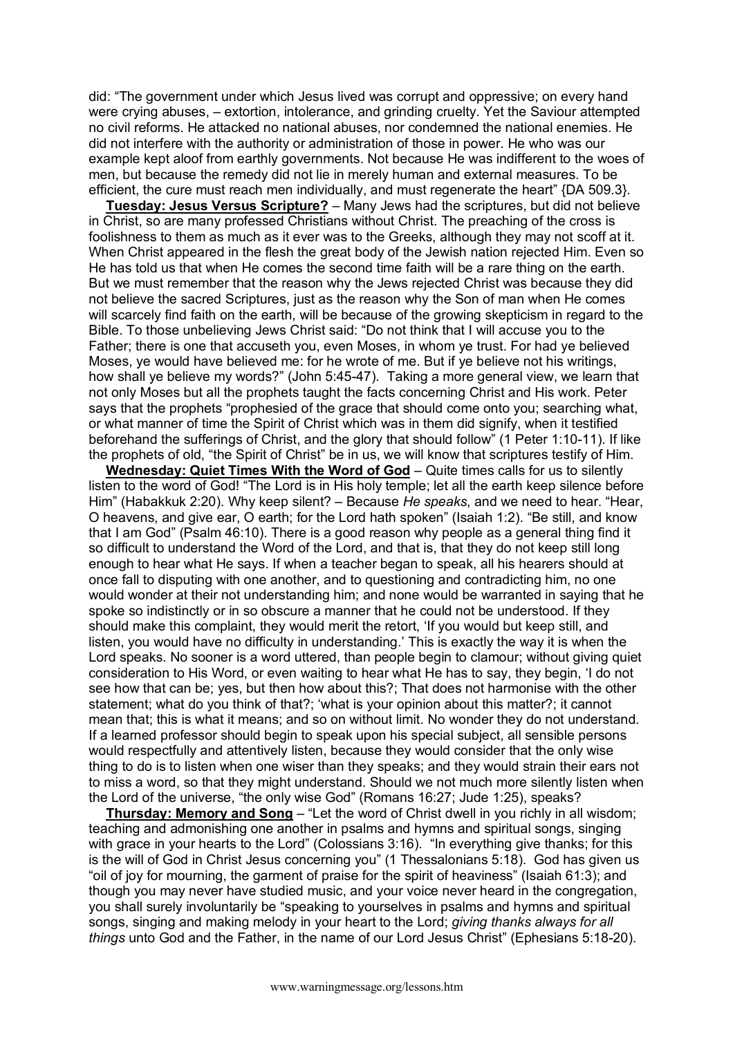did: "The government under which Jesus lived was corrupt and oppressive; on every hand were crying abuses, – extortion, intolerance, and grinding cruelty. Yet the Saviour attempted no civil reforms. He attacked no national abuses, nor condemned the national enemies. He did not interfere with the authority or administration of those in power. He who was our example kept aloof from earthly governments. Not because He was indifferent to the woes of men, but because the remedy did not lie in merely human and external measures. To be efficient, the cure must reach men individually, and must regenerate the heart" {DA 509.3}.

**Tuesday: Jesus Versus Scripture?** – Many Jews had the scriptures, but did not believe in Christ, so are many professed Christians without Christ. The preaching of the cross is foolishness to them as much as it ever was to the Greeks, although they may not scoff at it. When Christ appeared in the flesh the great body of the Jewish nation rejected Him. Even so He has told us that when He comes the second time faith will be a rare thing on the earth. But we must remember that the reason why the Jews rejected Christ was because they did not believe the sacred Scriptures, just as the reason why the Son of man when He comes will scarcely find faith on the earth, will be because of the growing skepticism in regard to the Bible. To those unbelieving Jews Christ said: "Do not think that I will accuse you to the Father; there is one that accuseth you, even Moses, in whom ye trust. For had ye believed Moses, ye would have believed me: for he wrote of me. But if ye believe not his writings, how shall ye believe my words?" (John 5:45-47). Taking a more general view, we learn that not only Moses but all the prophets taught the facts concerning Christ and His work. Peter says that the prophets "prophesied of the grace that should come onto you; searching what, or what manner of time the Spirit of Christ which was in them did signify, when it testified beforehand the sufferings of Christ, and the glory that should follow" (1 Peter 1:10-11). If like the prophets of old, "the Spirit of Christ" be in us, we will know that scriptures testify of Him.

**Wednesday: Quiet Times With the Word of God** – Quite times calls for us to silently listen to the word of God! "The Lord is in His holy temple; let all the earth keep silence before Him" (Habakkuk 2:20). Why keep silent? – Because *He speaks*, and we need to hear. "Hear, O heavens, and give ear, O earth; for the Lord hath spoken" (Isaiah 1:2). "Be still, and know that I am God" (Psalm 46:10). There is a good reason why people as a general thing find it so difficult to understand the Word of the Lord, and that is, that they do not keep still long enough to hear what He says. If when a teacher began to speak, all his hearers should at once fall to disputing with one another, and to questioning and contradicting him, no one would wonder at their not understanding him; and none would be warranted in saying that he spoke so indistinctly or in so obscure a manner that he could not be understood. If they should make this complaint, they would merit the retort, 'If you would but keep still, and listen, you would have no difficulty in understanding.' This is exactly the way it is when the Lord speaks. No sooner is a word uttered, than people begin to clamour; without giving quiet consideration to His Word, or even waiting to hear what He has to say, they begin, 'I do not see how that can be; yes, but then how about this?; That does not harmonise with the other statement; what do you think of that?; 'what is your opinion about this matter?; it cannot mean that; this is what it means; and so on without limit. No wonder they do not understand. If a learned professor should begin to speak upon his special subject, all sensible persons would respectfully and attentively listen, because they would consider that the only wise thing to do is to listen when one wiser than they speaks; and they would strain their ears not to miss a word, so that they might understand. Should we not much more silently listen when the Lord of the universe, "the only wise God" (Romans 16:27; Jude 1:25), speaks?

**Thursday: Memory and Song** – "Let the word of Christ dwell in you richly in all wisdom; teaching and admonishing one another in psalms and hymns and spiritual songs, singing with grace in your hearts to the Lord" (Colossians 3:16). "In everything give thanks; for this is the will of God in Christ Jesus concerning you" (1 Thessalonians 5:18). God has given us "oil of joy for mourning, the garment of praise for the spirit of heaviness" (Isaiah 61:3); and though you may never have studied music, and your voice never heard in the congregation, you shall surely involuntarily be "speaking to yourselves in psalms and hymns and spiritual songs, singing and making melody in your heart to the Lord; *giving thanks always for all things* unto God and the Father, in the name of our Lord Jesus Christ" (Ephesians 5:18-20).

www.warningmessage.org/lessons.htm